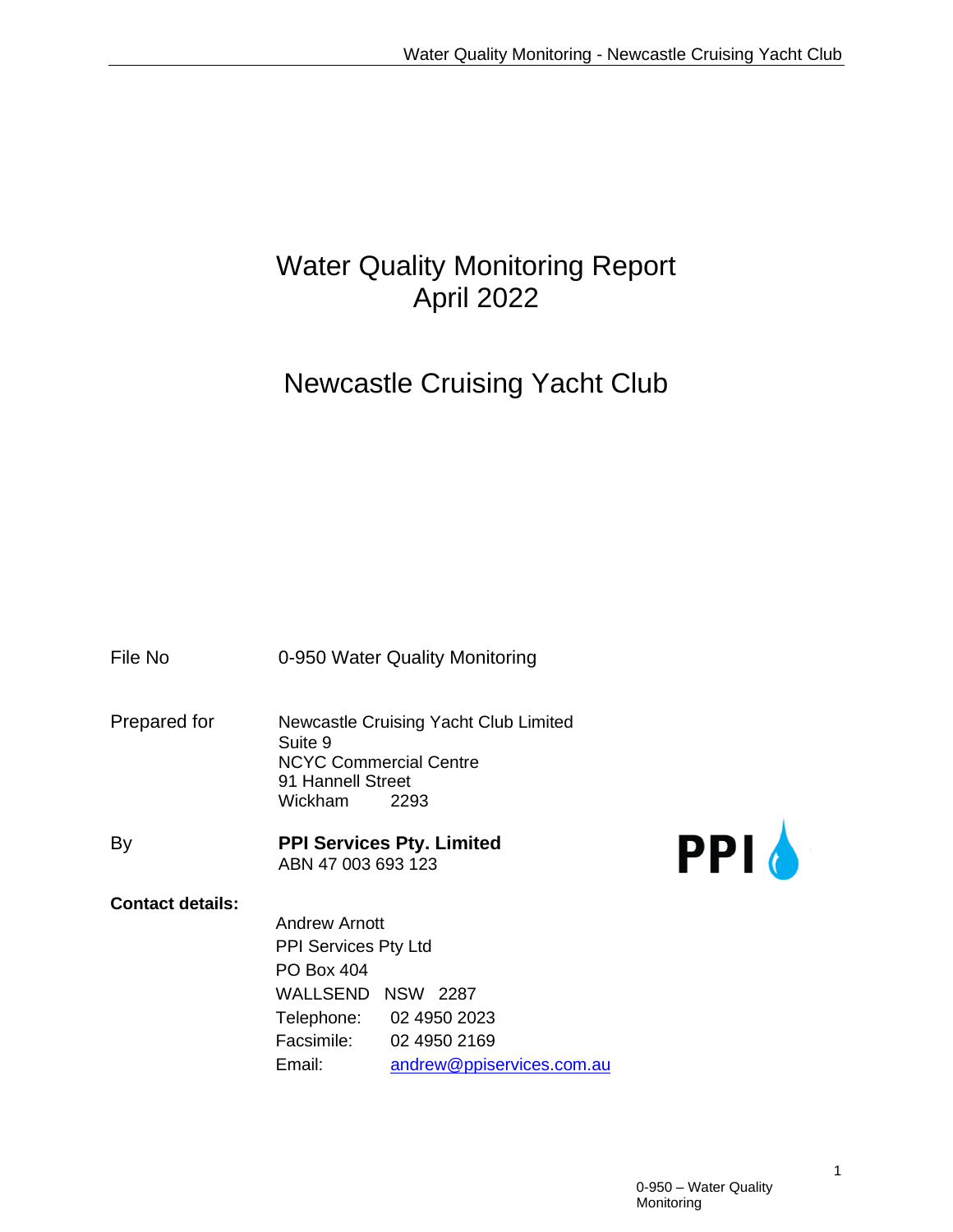# Water Quality Monitoring Report
# April 2022

# Newcastle Cruising Yacht Club

File No 0-950 Water Quality Monitoring

Prepared for
Newcastle Cruising Yacht Club Limited
Suite 9
NCYC Commercial Centre
91 Hannell Street
Wickham 2293

By **PPI Services Pty. Limited**
ABN 47 003 693 123

PPI

**Contact details:**

Andrew Arnott
PPI Services Pty Ltd
PO Box 404
WALLSEND NSW 2287
Telephone: 02 4950 2023
Facsimile: 02 4950 2169
Email: andrew@ppiservices.com.au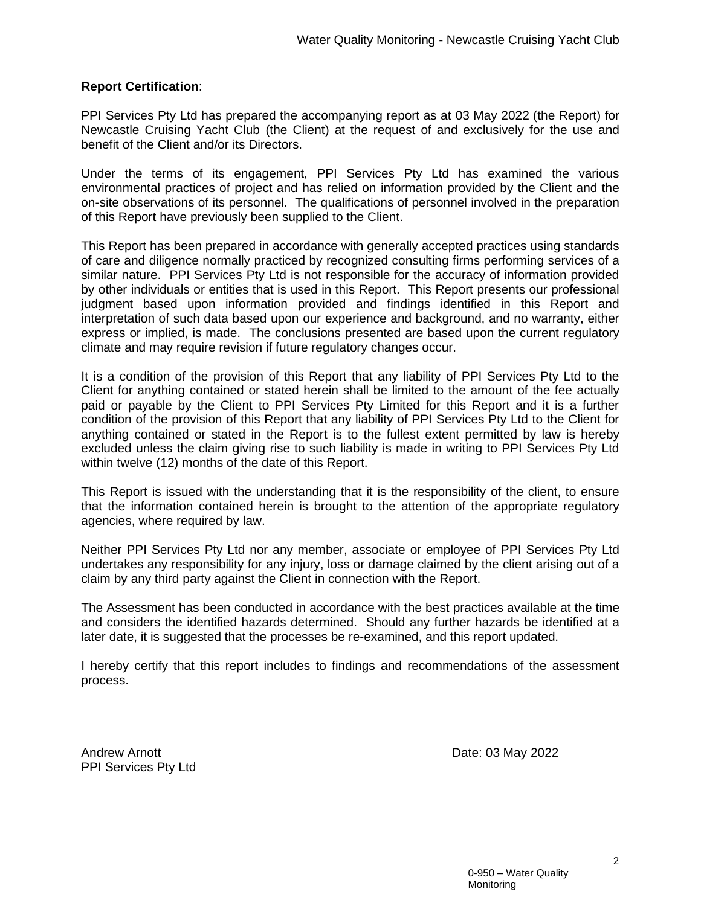**Report Certification**:

PPI Services Pty Ltd has prepared the accompanying report as at 03 May 2022 (the Report) for Newcastle Cruising Yacht Club (the Client) at the request of and exclusively for the use and benefit of the Client and/or its Directors.

Under the terms of its engagement, PPI Services Pty Ltd has examined the various environmental practices of project and has relied on information provided by the Client and the on-site observations of its personnel. The qualifications of personnel involved in the preparation of this Report have previously been supplied to the Client.

This Report has been prepared in accordance with generally accepted practices using standards of care and diligence normally practiced by recognized consulting firms performing services of a similar nature. PPI Services Pty Ltd is not responsible for the accuracy of information provided by other individuals or entities that is used in this Report. This Report presents our professional judgment based upon information provided and findings identified in this Report and interpretation of such data based upon our experience and background, and no warranty, either express or implied, is made. The conclusions presented are based upon the current regulatory climate and may require revision if future regulatory changes occur.

It is a condition of the provision of this Report that any liability of PPI Services Pty Ltd to the Client for anything contained or stated herein shall be limited to the amount of the fee actually paid or payable by the Client to PPI Services Pty Limited for this Report and it is a further condition of the provision of this Report that any liability of PPI Services Pty Ltd to the Client for anything contained or stated in the Report is to the fullest extent permitted by law is hereby excluded unless the claim giving rise to such liability is made in writing to PPI Services Pty Ltd within twelve (12) months of the date of this Report.

This Report is issued with the understanding that it is the responsibility of the client, to ensure that the information contained herein is brought to the attention of the appropriate regulatory agencies, where required by law.

Neither PPI Services Pty Ltd nor any member, associate or employee of PPI Services Pty Ltd undertakes any responsibility for any injury, loss or damage claimed by the client arising out of a claim by any third party against the Client in connection with the Report.

The Assessment has been conducted in accordance with the best practices available at the time and considers the identified hazards determined. Should any further hazards be identified at a later date, it is suggested that the processes be re-examined, and this report updated.

I hereby certify that this report includes to findings and recommendations of the assessment process.

Andrew Arnott
PPI Services Pty Ltd

Date: 03 May 2022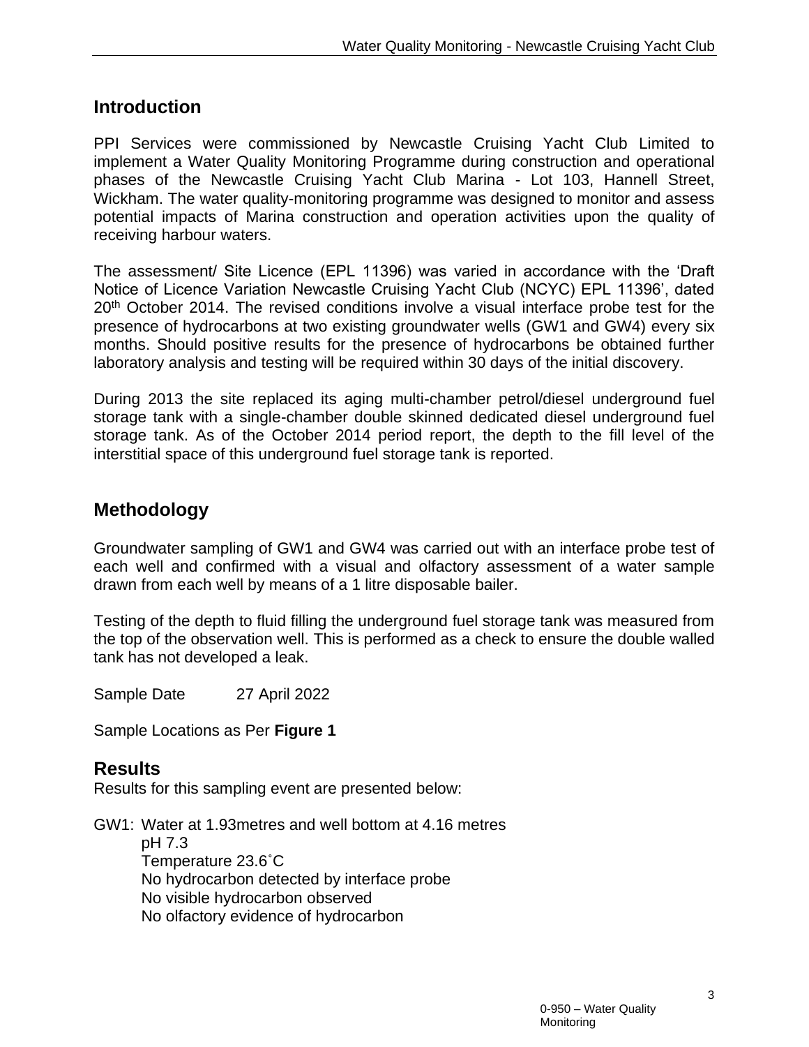## Introduction

PPI Services were commissioned by Newcastle Cruising Yacht Club Limited to implement a Water Quality Monitoring Programme during construction and operational phases of the Newcastle Cruising Yacht Club Marina - Lot 103, Hannell Street, Wickham. The water quality-monitoring programme was designed to monitor and assess potential impacts of Marina construction and operation activities upon the quality of receiving harbour waters.

The assessment/ Site Licence (EPL 11396) was varied in accordance with the 'Draft Notice of Licence Variation Newcastle Cruising Yacht Club (NCYC) EPL 11396', dated 20th October 2014. The revised conditions involve a visual interface probe test for the presence of hydrocarbons at two existing groundwater wells (GW1 and GW4) every six months. Should positive results for the presence of hydrocarbons be obtained further laboratory analysis and testing will be required within 30 days of the initial discovery.

During 2013 the site replaced its aging multi-chamber petrol/diesel underground fuel storage tank with a single-chamber double skinned dedicated diesel underground fuel storage tank. As of the October 2014 period report, the depth to the fill level of the interstitial space of this underground fuel storage tank is reported.

## Methodology

Groundwater sampling of GW1 and GW4 was carried out with an interface probe test of each well and confirmed with a visual and olfactory assessment of a water sample drawn from each well by means of a 1 litre disposable bailer.

Testing of the depth to fluid filling the underground fuel storage tank was measured from the top of the observation well. This is performed as a check to ensure the double walled tank has not developed a leak.

Sample Date 27 April 2022

Sample Locations as Per **Figure 1**

## Results

Results for this sampling event are presented below:

GW1: Water at 1.93metres and well bottom at 4.16 metres
- pH 7.3
- Temperature 23.6˚C
- No hydrocarbon detected by interface probe
- No visible hydrocarbon observed
- No olfactory evidence of hydrocarbon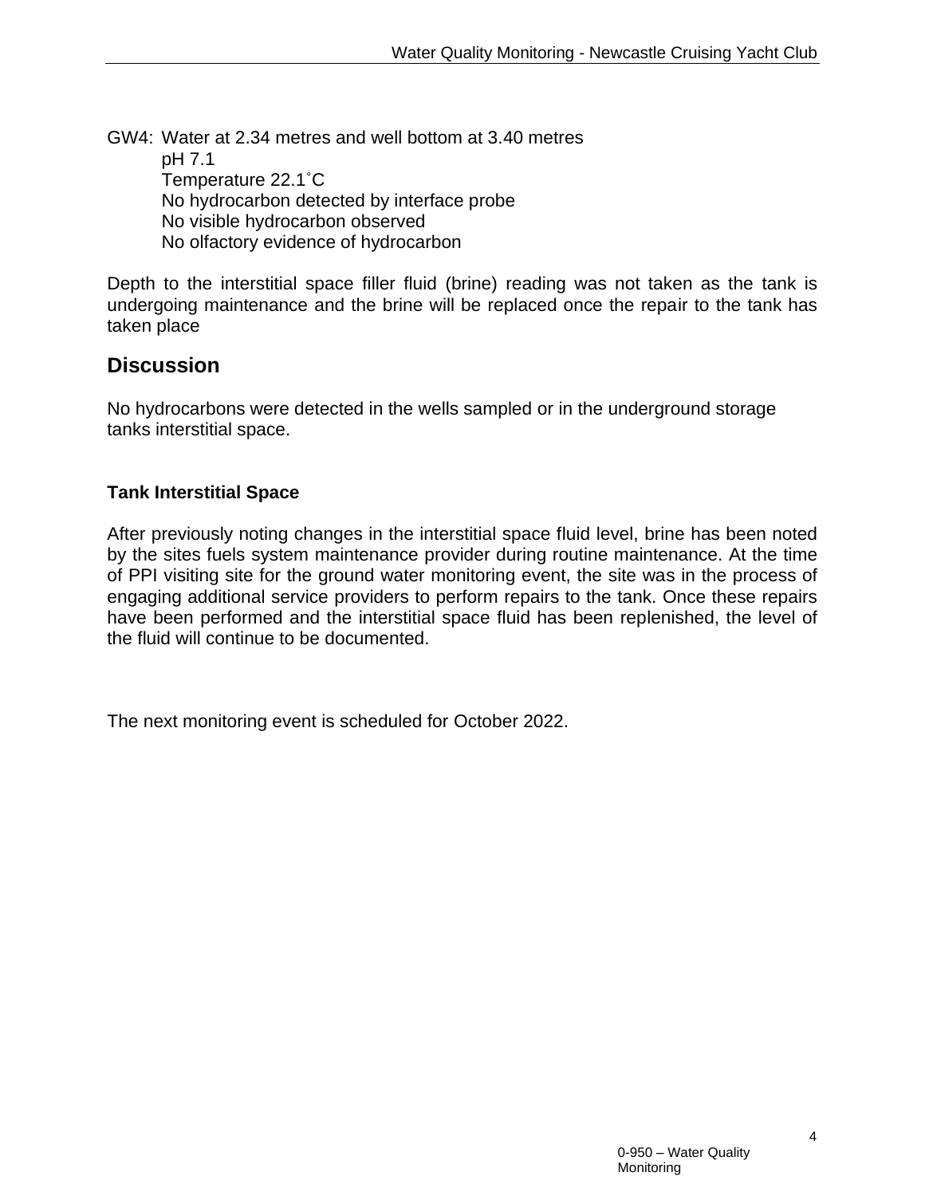GW4: Water at 2.34 metres and well bottom at 3.40 metres
pH 7.1
Temperature 22.1˚C
No hydrocarbon detected by interface probe
No visible hydrocarbon observed
No olfactory evidence of hydrocarbon

Depth to the interstitial space filler fluid (brine) reading was not taken as the tank is undergoing maintenance and the brine will be replaced once the repair to the tank has taken place

## Discussion

No hydrocarbons were detected in the wells sampled or in the underground storage tanks interstitial space.

### Tank Interstitial Space

After previously noting changes in the interstitial space fluid level, brine has been noted by the sites fuels system maintenance provider during routine maintenance. At the time of PPI visiting site for the ground water monitoring event, the site was in the process of engaging additional service providers to perform repairs to the tank. Once these repairs have been performed and the interstitial space fluid has been replenished, the level of the fluid will continue to be documented.

The next monitoring event is scheduled for October 2022.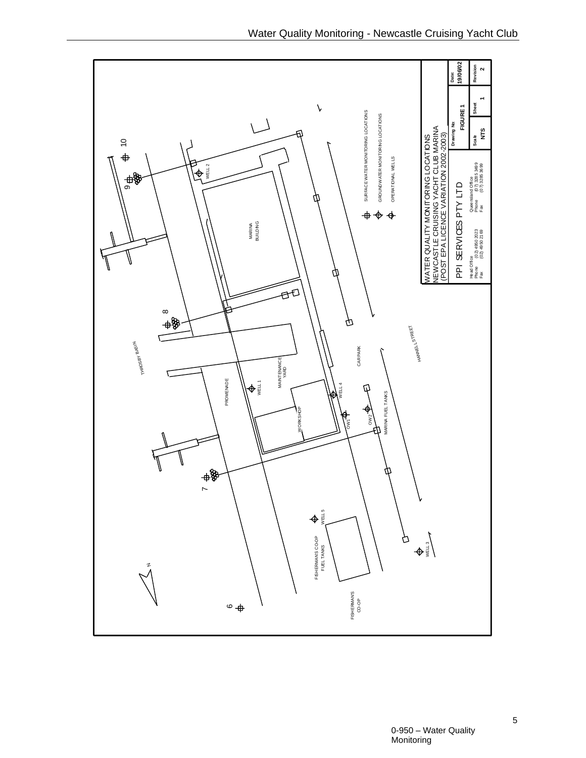THROSBY BASIN

PROMENADE

MAINTENANCE YARD

MARINA BUILDING

WORKSHOP

CAR PARK

MARINA FUEL TANKS

HANNELL STREET

FISHERMANS COOP FUEL TANKS

FISHERMAN'S CO-OP

WELL 1

WELL 2

WELL 3

WELL 4

WELL 5

OW1

OW2

6

7

8

9

10

N

SURFACE WATER MONITORING LOCATIONS

GROUNDWATER MONITORING LOCATIONS

OPERATIONAL WELLS

WATER QUALITY MONITORING LOCATIONS
NEWCASTLE CRUISING YACHT CLUB MARINA
(POST EPA LICENCE VARIATION 2002-2003)

PPI SERVICES PTY LTD

Head Office
Phone (02) 4950 2023
Fax (02) 4950 2169

Queensland Office
Phone (07) 3285 3499
Fax (07) 3285 3699

| Drawing No: | | Date: |
|---|---|---|
| FIGURE 1 | | 19/06/02 |
| Scale | Sheet | Revision |
| NTS | 1 | 2 |